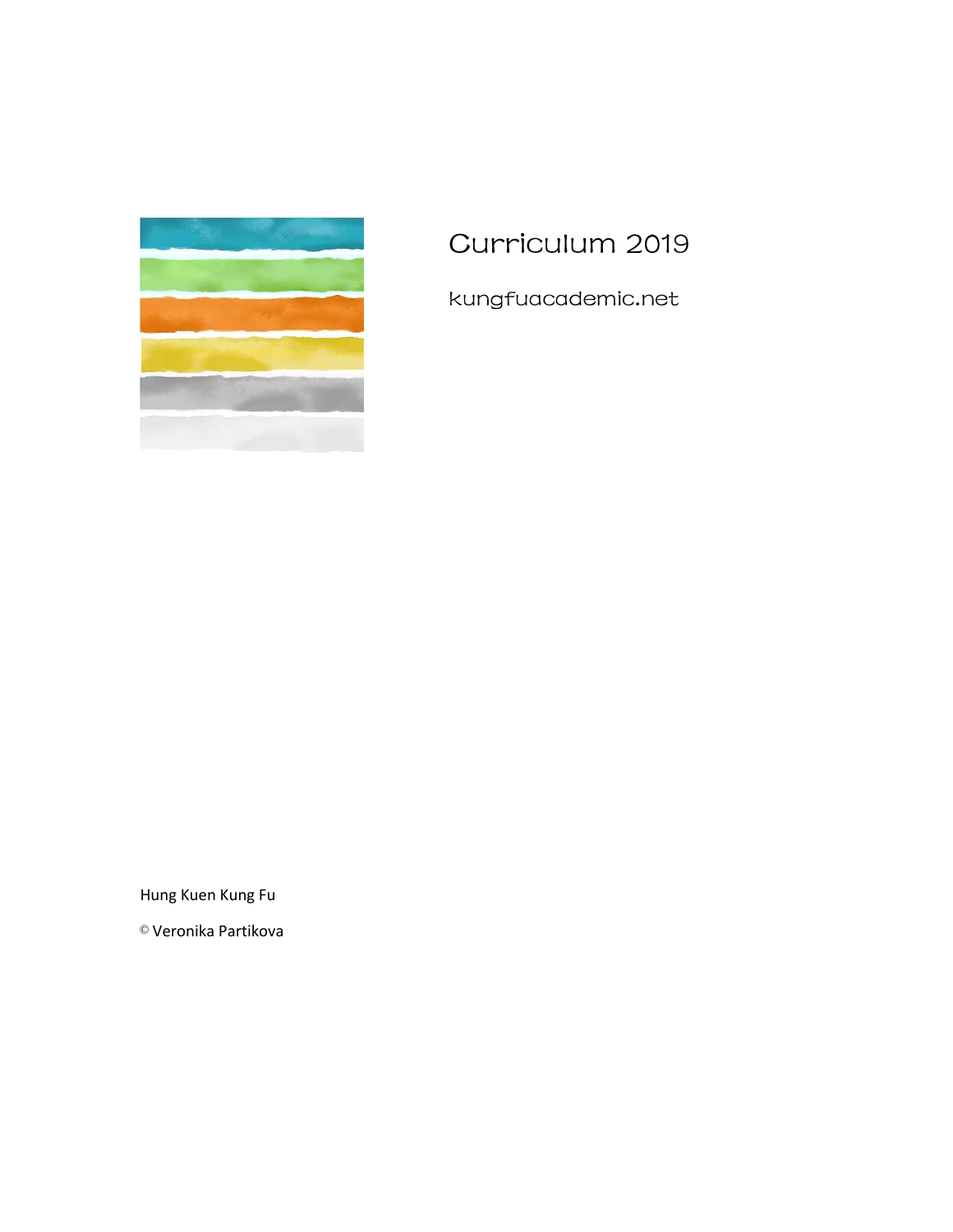# Curriculum 2019

kungfuacademic.net

Hung Kuen Kung Fu

© Veronika Partikova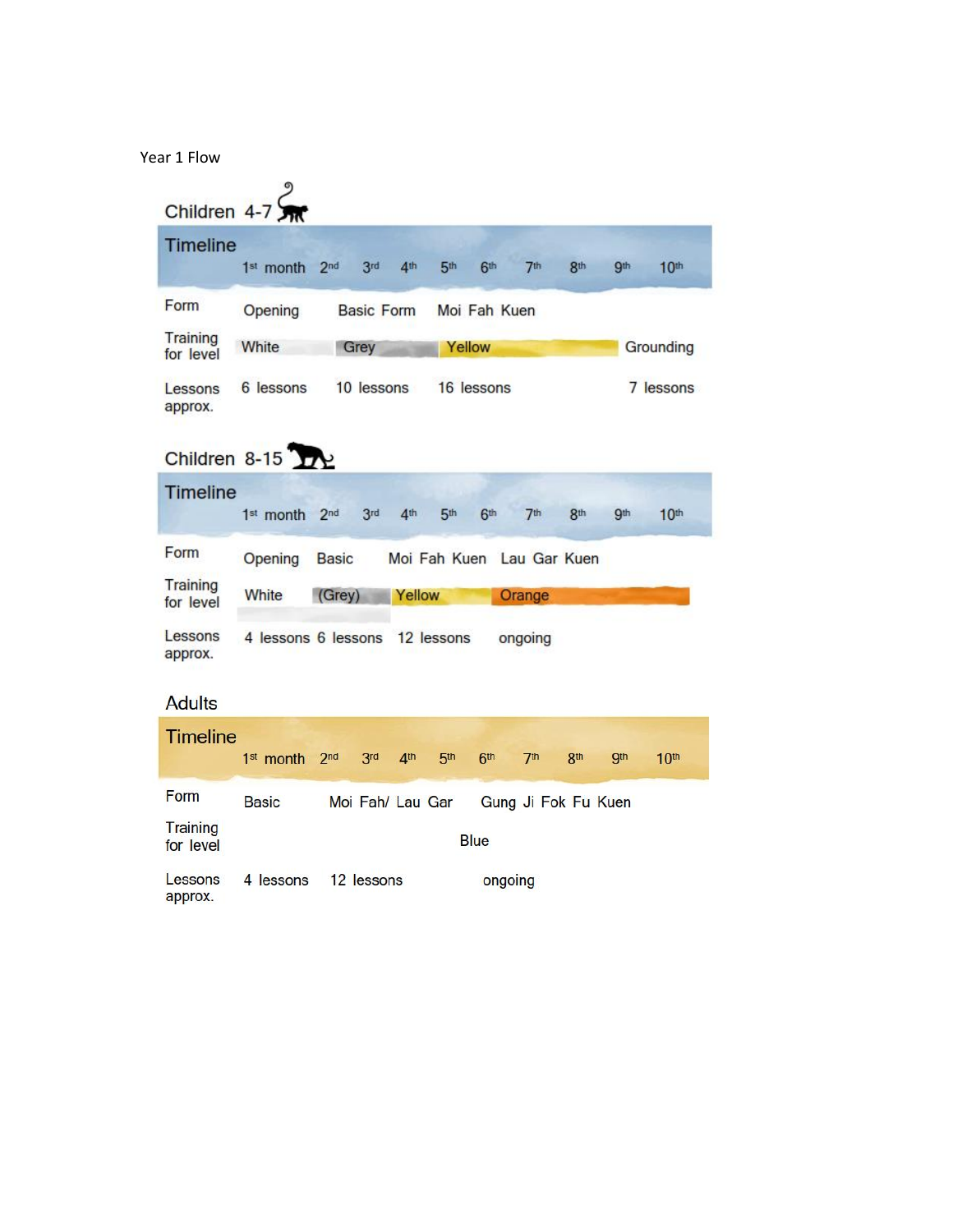Year 1 Flow

## Children 4-7

| Timeline | 1st month | 2nd | 3rd | 4th | 5th | 6th | 7th | 8th | 9th | 10th |
|---|---|---|---|---|---|---|---|---|---|---|
| Form | Opening | | Basic Form | | Moi Fah Kuen | | | | | |
| Training for level | White | | Grey | | Yellow | | | | | Grounding |
| Lessons approx. | 6 lessons | | 10 lessons | | 16 lessons | | | | | 7 lessons |

## Children 8-15

| Timeline | 1st month | 2nd | 3rd | 4th | 5th | 6th | 7th | 8th | 9th | 10th |
|---|---|---|---|---|---|---|---|---|---|---|
| Form | Opening | Basic | | Moi Fah Kuen | | Lau Gar Kuen | | | | |
| Training for level | White | (Grey) | | Yellow | | Orange | | | | |
| Lessons approx. | 4 lessons | 6 lessons | | 12 lessons | | ongoing | | | | |

## Adults

| Timeline | 1st month | 2nd | 3rd | 4th | 5th | 6th | 7th | 8th | 9th | 10th |
|---|---|---|---|---|---|---|---|---|---|---|
| Form | Basic | Moi Fah/ Lau Gar | | | | Gung Ji Fok Fu Kuen | | | | |
| Training for level | | | | | Blue | | | | | |
| Lessons approx. | 4 lessons | 12 lessons | | | | ongoing | | | | |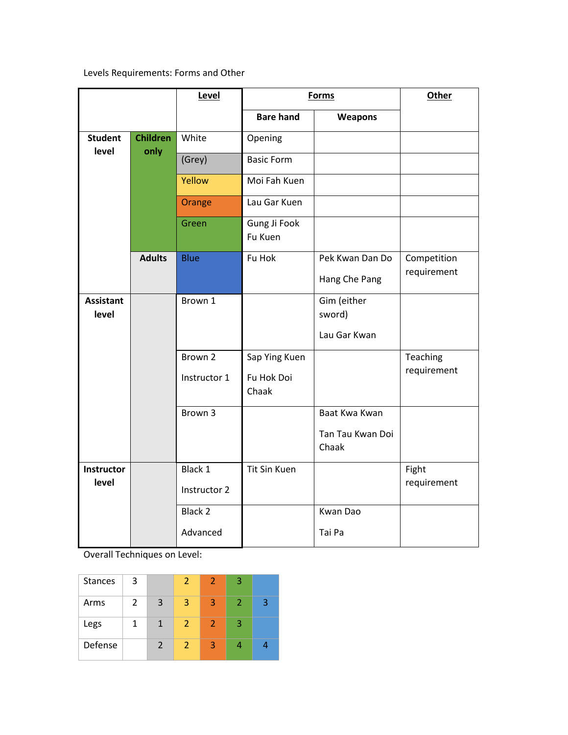Levels Requirements: Forms and Other

| | | Level | Forms | | Other |
|---|---|---|---|---|---|
| | | | Bare hand | Weapons | |
| Student level | Children only | White | Opening | | |
| | | (Grey) | Basic Form | | |
| | | Yellow | Moi Fah Kuen | | |
| | | Orange | Lau Gar Kuen | | |
| | | Green | Gung Ji Fook Fu Kuen | | |
| | Adults | Blue | Fu Hok | Pek Kwan Dan Do<br>Hang Che Pang | Competition requirement |
| Assistant level | | Brown 1 | | Gim (either sword)<br>Lau Gar Kwan | |
| | | Brown 2<br>Instructor 1 | Sap Ying Kuen<br>Fu Hok Doi Chaak | | Teaching requirement |
| | | Brown 3 | | Baat Kwa Kwan<br>Tan Tau Kwan Doi Chaak | |
| Instructor level | | Black 1<br>Instructor 2 | Tit Sin Kuen | | Fight requirement |
| | | Black 2<br>Advanced | | Kwan Dao<br>Tai Pa | |

Overall Techniques on Level:

| | | (Grey) | (Yellow) | (Orange) | (Green) | (Blue) |
|---|---|---|---|---|---|---|
| Stances | 3 | | 2 | 2 | 3 | |
| Arms | 2 | 3 | 3 | 3 | 2 | 3 |
| Legs | 1 | 1 | 2 | 2 | 3 | |
| Defense | | 2 | 2 | 3 | 4 | 4 |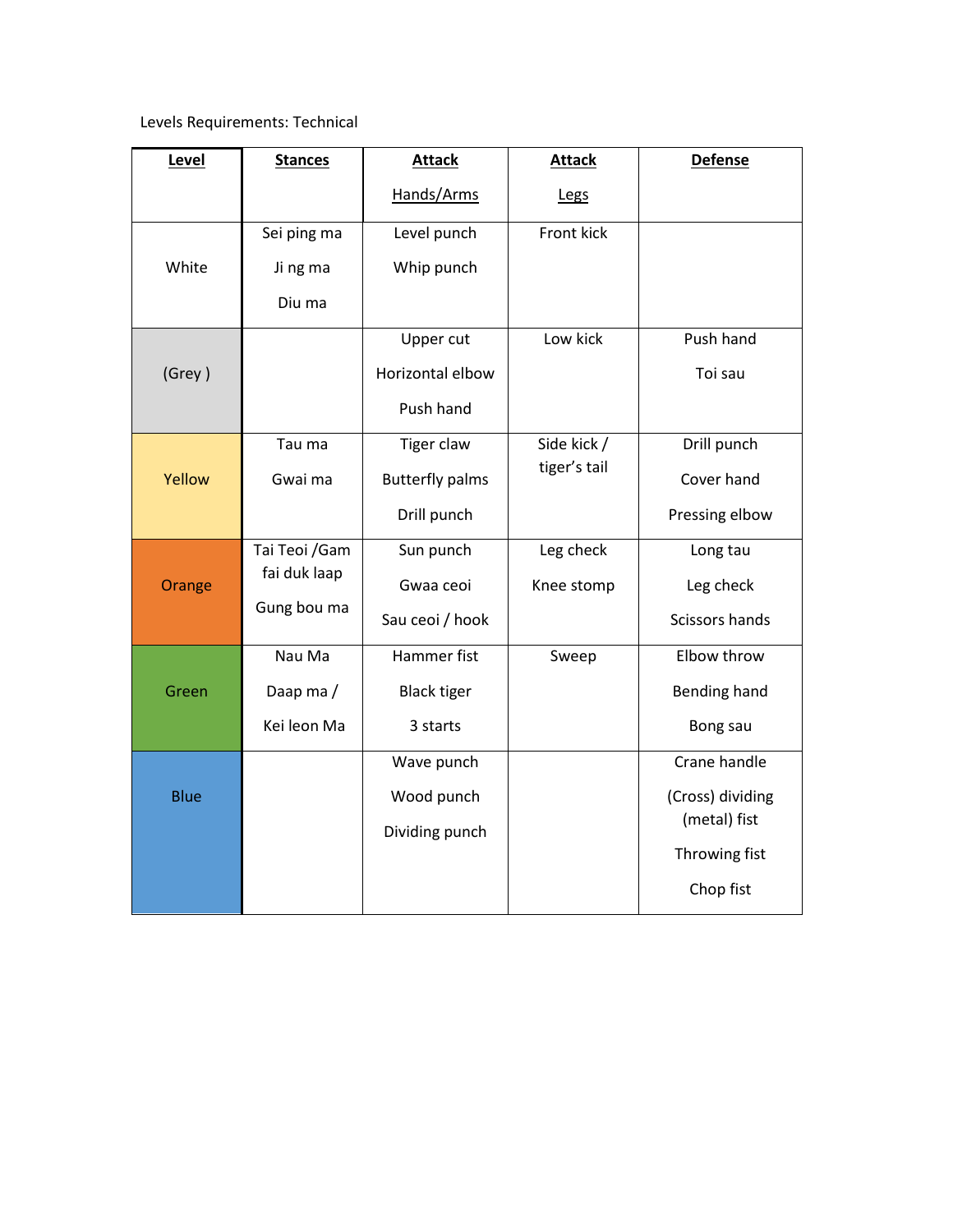Levels Requirements: Technical

| Level | Stances | Attack Hands/Arms | Attack Legs | Defense |
|---|---|---|---|---|
| White | Sei ping ma<br>Ji ng ma<br>Diu ma | Level punch<br>Whip punch | Front kick | |
| (Grey ) | | Upper cut<br>Horizontal elbow<br>Push hand | Low kick | Push hand<br>Toi sau |
| Yellow | Tau ma<br>Gwai ma | Tiger claw<br>Butterfly palms<br>Drill punch | Side kick / tiger's tail | Drill punch<br>Cover hand<br>Pressing elbow |
| Orange | Tai Teoi /Gam fai duk laap<br>Gung bou ma | Sun punch<br>Gwaa ceoi<br>Sau ceoi / hook | Leg check<br>Knee stomp | Long tau<br>Leg check<br>Scissors hands |
| Green | Nau Ma<br>Daap ma /<br>Kei leon Ma | Hammer fist<br>Black tiger<br>3 starts | Sweep | Elbow throw<br>Bending hand<br>Bong sau |
| Blue | | Wave punch<br>Wood punch<br>Dividing punch | | Crane handle<br>(Cross) dividing (metal) fist<br>Throwing fist<br>Chop fist |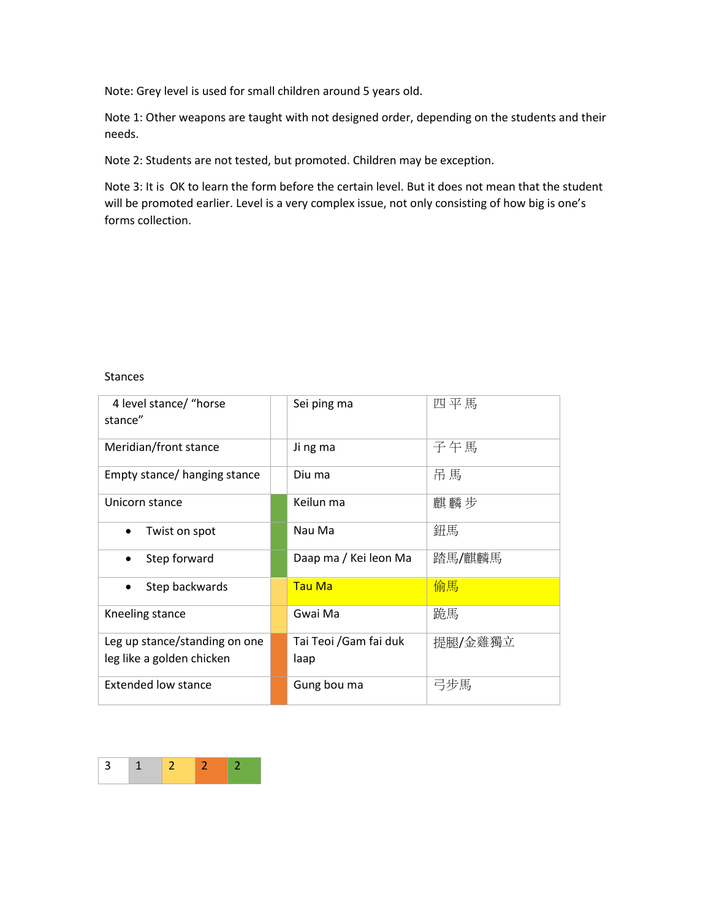Note: Grey level is used for small children around 5 years old.

Note 1: Other weapons are taught with not designed order, depending on the students and their needs.

Note 2: Students are not tested, but promoted. Children may be exception.

Note 3: It is  OK to learn the form before the certain level. But it does not mean that the student will be promoted earlier. Level is a very complex issue, not only consisting of how big is one's forms collection.

Stances

| | | | |
|---|---|---|---|
| 4 level stance/ "horse stance" | | Sei ping ma | 四 平 馬 |
| Meridian/front stance | | Ji ng ma | 子 午 馬 |
| Empty stance/ hanging stance | | Diu ma | 吊 馬 |
| Unicorn stance | | Keilun ma | 麒 麟 步 |
| • Twist on spot | | Nau Ma | 鈕馬 |
| • Step forward | | Daap ma / Kei leon Ma | 踏馬/麒麟馬 |
| • Step backwards | | Tau Ma | 偷馬 |
| Kneeling stance | | Gwai Ma | 跪馬 |
| Leg up stance/standing on one leg like a golden chicken | | Tai Teoi /Gam fai duk laap | 提腿/金雞獨立 |
| Extended low stance | | Gung bou ma | 弓步馬 |

| | | | | |
|---|---|---|---|---|
| 3 | 1 | 2 | 2 | 2 |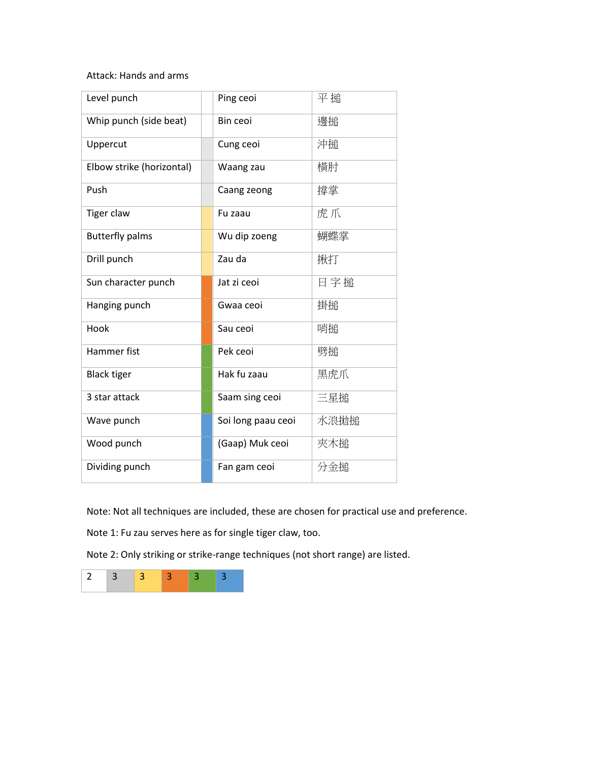Attack: Hands and arms

| Level punch | | Ping ceoi | 平 捶 |
|---|---|---|---|
| Whip punch (side beat) | | Bin ceoi | 邊捶 |
| Uppercut | | Cung ceoi | 沖捶 |
| Elbow strike (horizontal) | | Waang zau | 横肘 |
| Push | | Caang zeong | 撐掌 |
| Tiger claw | | Fu zaau | 虎 爪 |
| Butterfly palms | | Wu dip zoeng | 蝴蝶掌 |
| Drill punch | | Zau da | 揪打 |
| Sun character punch | | Jat zi ceoi | 日 字 捶 |
| Hanging punch | | Gwaa ceoi | 掛捶 |
| Hook | | Sau ceoi | 哨捶 |
| Hammer fist | | Pek ceoi | 劈捶 |
| Black tiger | | Hak fu zaau | 黑虎爪 |
| 3 star attack | | Saam sing ceoi | 三星捶 |
| Wave punch | | Soi long paau ceoi | 水浪拋捶 |
| Wood punch | | (Gaap) Muk ceoi | 夾木捶 |
| Dividing punch | | Fan gam ceoi | 分金捶 |

Note: Not all techniques are included, these are chosen for practical use and preference.

Note 1: Fu zau serves here as for single tiger claw, too.

Note 2: Only striking or strike-range techniques (not short range) are listed.

| 2 | 3 | 3 | 3 | 3 | 3 |
|---|---|---|---|---|---|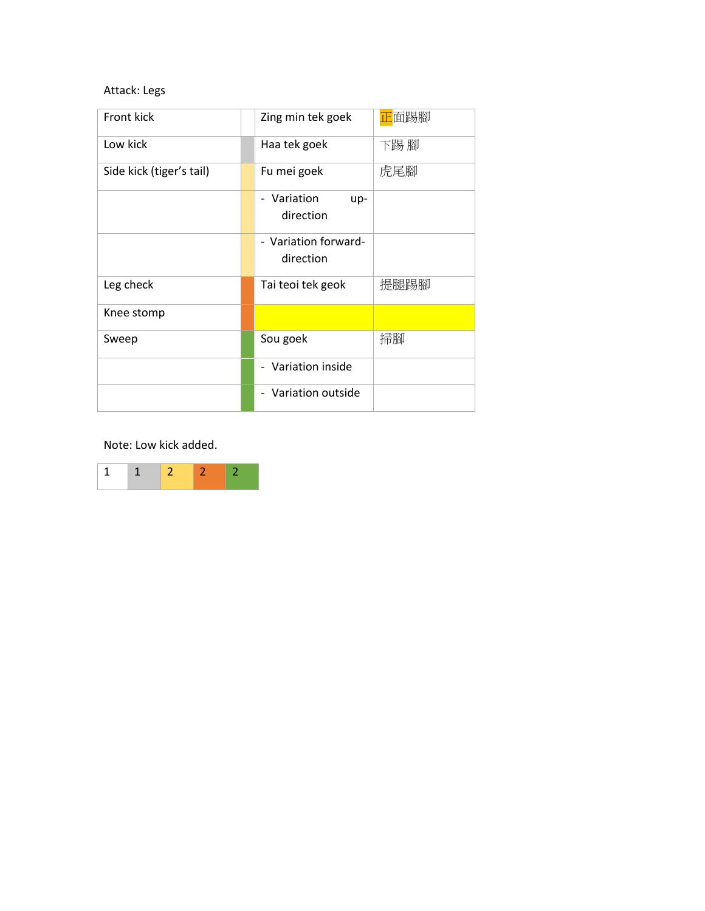Attack: Legs

| Front kick | | Zing min tek goek | 正面踢腳 |
|---|---|---|---|
| Low kick | | Haa tek goek | 下踢 腳 |
| Side kick (tiger's tail) | | Fu mei goek | 虎尾腳 |
| | | - Variation up-direction | |
| | | - Variation forward-direction | |
| Leg check | | Tai teoi tek geok | 提腿踢腳 |
| Knee stomp | | | |
| Sweep | | Sou goek | 掃腳 |
| | | - Variation inside | |
| | | - Variation outside | |

Note: Low kick added.

| 1 | 1 | 2 | 2 | 2 |
|---|---|---|---|---|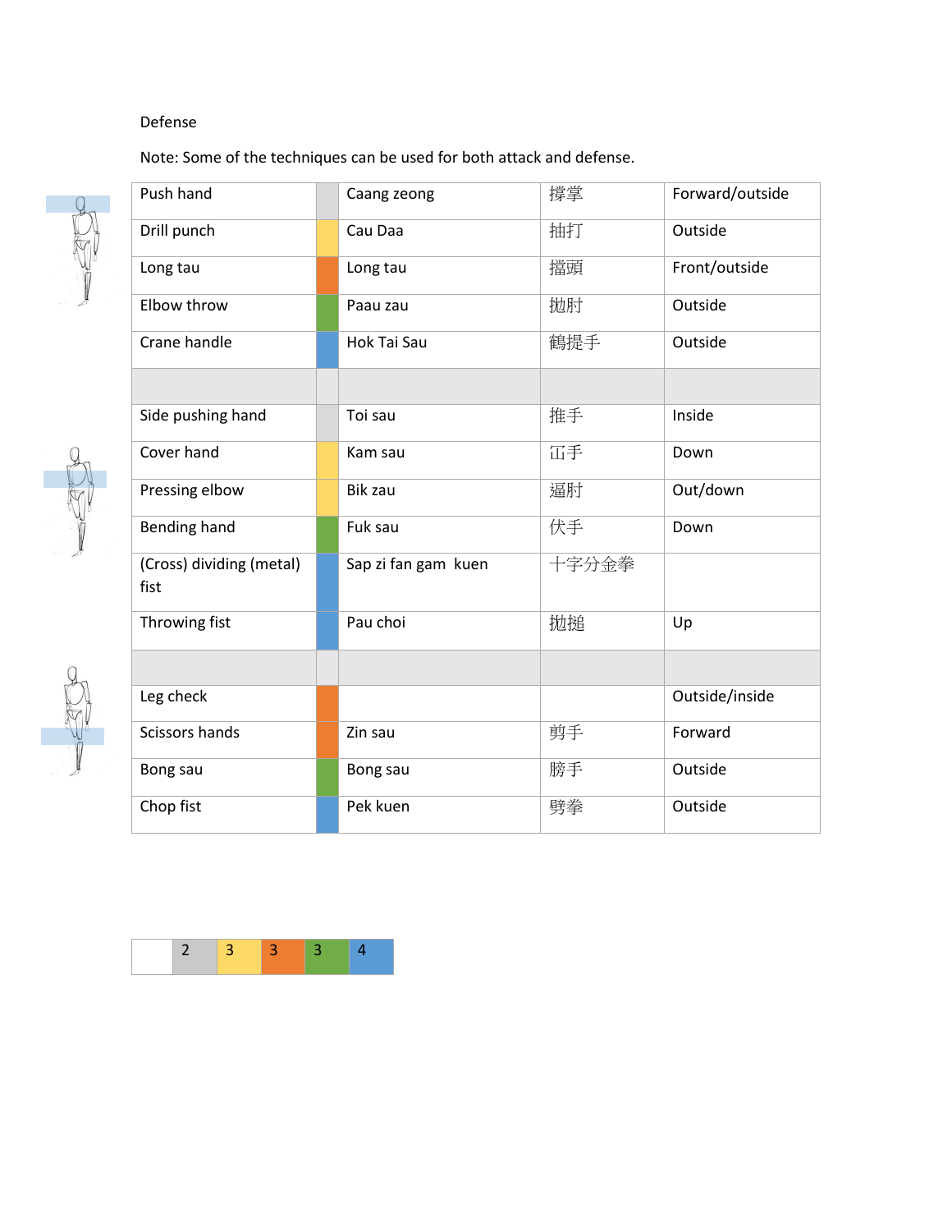Defense

Note: Some of the techniques can be used for both attack and defense.

| | | | | |
|---|---|---|---|---|
| Push hand | | Caang zeong | 撐掌 | Forward/outside |
| Drill punch | | Cau Daa | 抽打 | Outside |
| Long tau | | Long tau | 擋頭 | Front/outside |
| Elbow throw | | Paau zau | 拋肘 | Outside |
| Crane handle | | Hok Tai Sau | 鶴提手 | Outside |
| | | | | |
| Side pushing hand | | Toi sau | 推手 | Inside |
| Cover hand | | Kam sau | 冚手 | Down |
| Pressing elbow | | Bik zau | 逼肘 | Out/down |
| Bending hand | | Fuk sau | 伏手 | Down |
| (Cross) dividing (metal) fist | | Sap zi fan gam kuen | 十字分金拳 | |
| Throwing fist | | Pau choi | 拋搥 | Up |
| | | | | |
| Leg check | | | | Outside/inside |
| Scissors hands | | Zin sau | 剪手 | Forward |
| Bong sau | | Bong sau | 膀手 | Outside |
| Chop fist | | Pek kuen | 劈拳 | Outside |

| | | | | | |
|---|---|---|---|---|---|
| | 2 | 3 | 3 | 3 | 4 |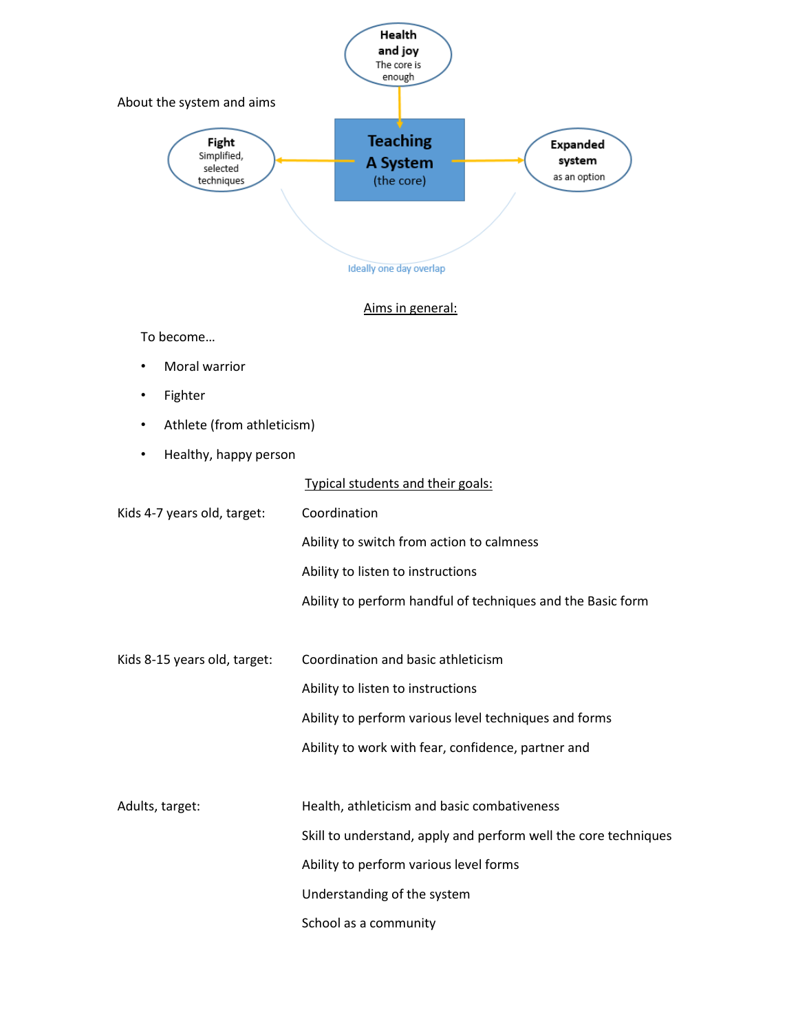About the system and aims

Health and joy
The core is enough

Fight
Simplified, selected techniques

**Teaching A System**
(the core)

Expanded system
as an option

Ideally one day overlap

<u>Aims in general:</u>

To become…

- Moral warrior
- Fighter
- Athlete (from athleticism)
- Healthy, happy person

<u>Typical students and their goals:</u>

Kids 4-7 years old, target:
- Coordination
- Ability to switch from action to calmness
- Ability to listen to instructions
- Ability to perform handful of techniques and the Basic form

Kids 8-15 years old, target:
- Coordination and basic athleticism
- Ability to listen to instructions
- Ability to perform various level techniques and forms
- Ability to work with fear, confidence, partner and

Adults, target:
- Health, athleticism and basic combativeness
- Skill to understand, apply and perform well the core techniques
- Ability to perform various level forms
- Understanding of the system
- School as a community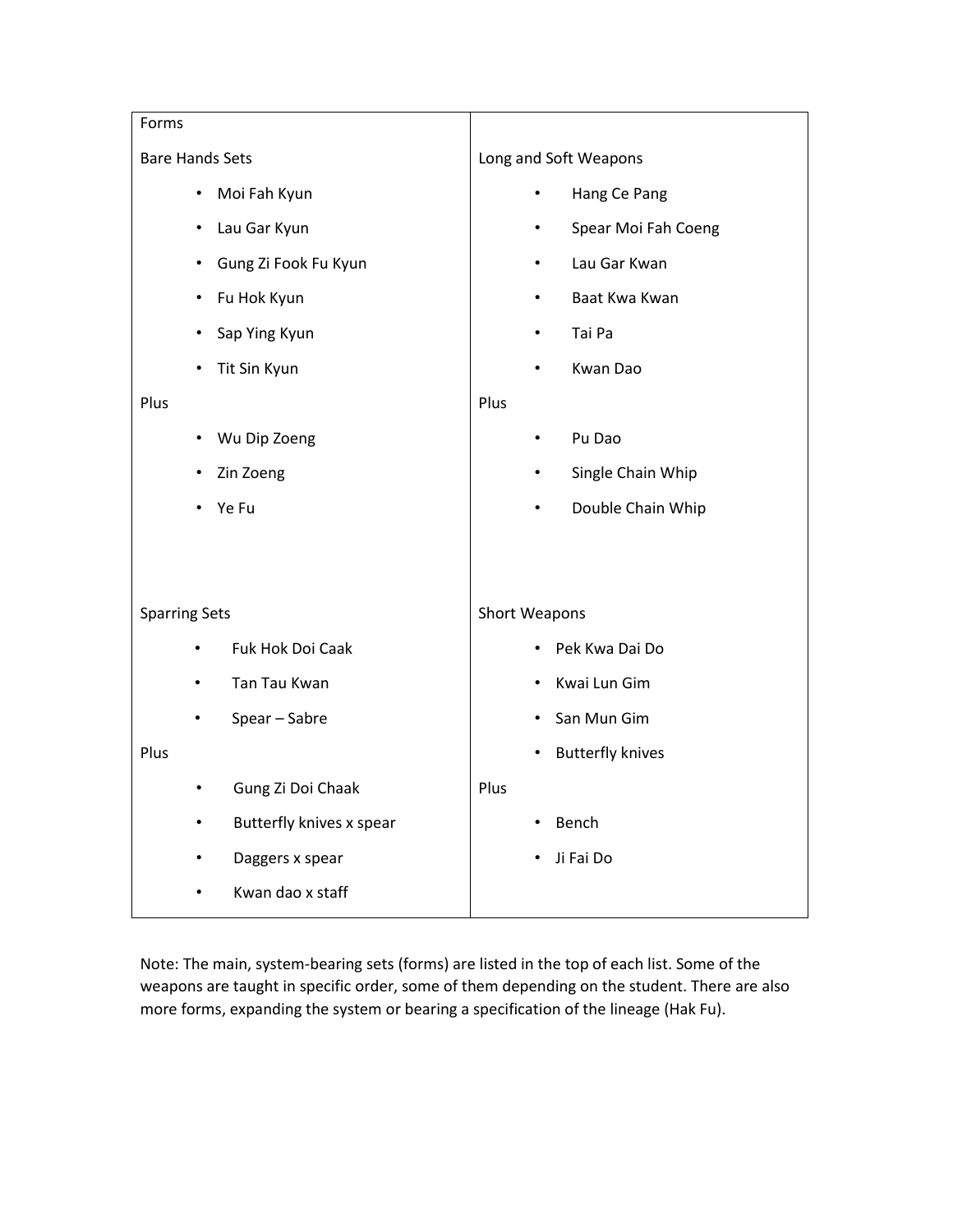| Forms | |
| --- | --- |
| **Bare Hands Sets**<br>• Moi Fah Kyun<br>• Lau Gar Kyun<br>• Gung Zi Fook Fu Kyun<br>• Fu Hok Kyun<br>• Sap Ying Kyun<br>• Tit Sin Kyun<br>Plus<br>• Wu Dip Zoeng<br>• Zin Zoeng<br>• Ye Fu | **Long and Soft Weapons**<br>• Hang Ce Pang<br>• Spear Moi Fah Coeng<br>• Lau Gar Kwan<br>• Baat Kwa Kwan<br>• Tai Pa<br>• Kwan Dao<br>Plus<br>• Pu Dao<br>• Single Chain Whip<br>• Double Chain Whip |
| **Sparring Sets**<br>• Fuk Hok Doi Caak<br>• Tan Tau Kwan<br>• Spear – Sabre<br>Plus<br>• Gung Zi Doi Chaak<br>• Butterfly knives x spear<br>• Daggers x spear<br>• Kwan dao x staff | **Short Weapons**<br>• Pek Kwa Dai Do<br>• Kwai Lun Gim<br>• San Mun Gim<br>• Butterfly knives<br>Plus<br>• Bench<br>• Ji Fai Do |

Note: The main, system-bearing sets (forms) are listed in the top of each list. Some of the weapons are taught in specific order, some of them depending on the student. There are also more forms, expanding the system or bearing a specification of the lineage (Hak Fu).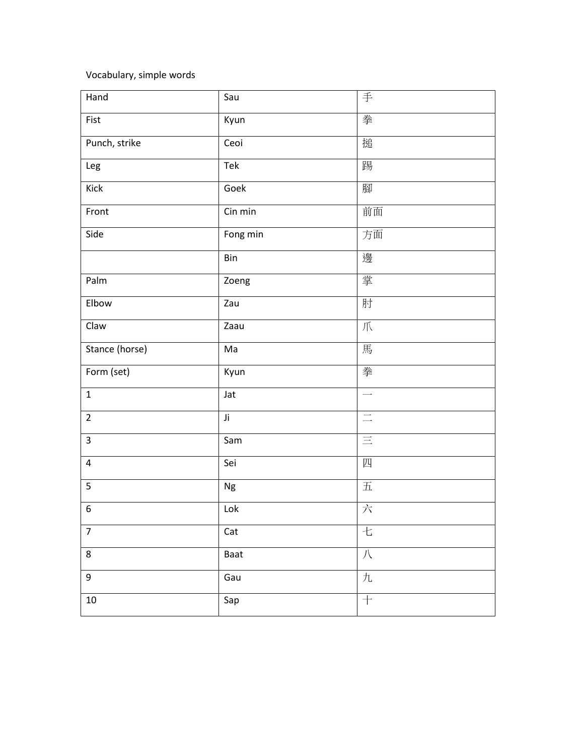Vocabulary, simple words

| | | |
|---|---|---|
| Hand | Sau | 手 |
| Fist | Kyun | 拳 |
| Punch, strike | Ceoi | 搥 |
| Leg | Tek | 踢 |
| Kick | Goek | 腳 |
| Front | Cin min | 前面 |
| Side | Fong min | 方面 |
| | Bin | 邊 |
| Palm | Zoeng | 掌 |
| Elbow | Zau | 肘 |
| Claw | Zaau | 爪 |
| Stance (horse) | Ma | 馬 |
| Form (set) | Kyun | 拳 |
| 1 | Jat | 一 |
| 2 | Ji | 二 |
| 3 | Sam | 三 |
| 4 | Sei | 四 |
| 5 | Ng | 五 |
| 6 | Lok | 六 |
| 7 | Cat | 七 |
| 8 | Baat | 八 |
| 9 | Gau | 九 |
| 10 | Sap | 十 |